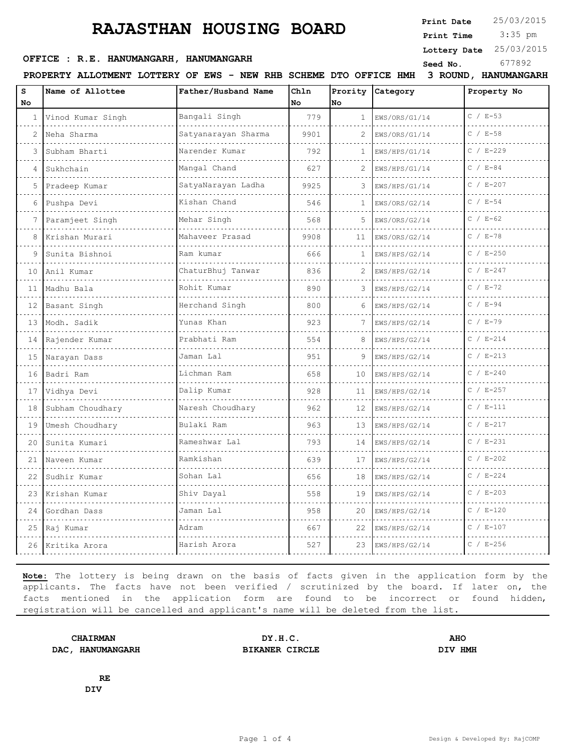# RAJASTHAN HOUSING BOARD

**Print Date** 25/03/2015
**Print Time** 3:35 pm
**Lottery Date** 25/03/2015
**Seed No.** 677892

**OFFICE : R.E. HANUMANGARH, HANUMANGARH**

**PROPERTY ALLOTMENT LOTTERY OF EWS - NEW RHB SCHEME DTO OFFICE HMH 3 ROUND, HANUMANGARH**

| S No | Name of Allottee | Father/Husband Name | Chln No | Prority No | Category | Property No |
|---|---|---|---|---|---|---|
| 1 | Vinod Kumar Singh | Bangali Singh | 779 | 1 | EWS/ORS/G1/14 | C / E-53 |
| 2 | Neha Sharma | Satyanarayan Sharma | 9901 | 2 | EWS/ORS/G1/14 | C / E-58 |
| 3 | Subham Bharti | Narender Kumar | 792 | 1 | EWS/HPS/G1/14 | C / E-229 |
| 4 | Sukhchain | Mangal Chand | 627 | 2 | EWS/HPS/G1/14 | C / E-84 |
| 5 | Pradeep Kumar | SatyaNarayan Ladha | 9925 | 3 | EWS/HPS/G1/14 | C / E-207 |
| 6 | Pushpa Devi | Kishan Chand | 546 | 1 | EWS/ORS/G2/14 | C / E-54 |
| 7 | Paramjeet Singh | Mehar Singh | 568 | 5 | EWS/ORS/G2/14 | C / E-62 |
| 8 | Krishan Murari | Mahaveer Prasad | 9908 | 11 | EWS/ORS/G2/14 | C / E-78 |
| 9 | Sunita Bishnoi | Ram kumar | 666 | 1 | EWS/HPS/G2/14 | C / E-250 |
| 10 | Anil Kumar | ChaturBhuj Tanwar | 836 | 2 | EWS/HPS/G2/14 | C / E-247 |
| 11 | Madhu Bala | Rohit Kumar | 890 | 3 | EWS/HPS/G2/14 | C / E-72 |
| 12 | Basant Singh | Herchand Singh | 800 | 6 | EWS/HPS/G2/14 | C / E-94 |
| 13 | Modh. Sadik | Yunas Khan | 923 | 7 | EWS/HPS/G2/14 | C / E-79 |
| 14 | Rajender Kumar | Prabhati Ram | 554 | 8 | EWS/HPS/G2/14 | C / E-214 |
| 15 | Narayan Dass | Jaman Lal | 951 | 9 | EWS/HPS/G2/14 | C / E-213 |
| 16 | Badri Ram | Lichman Ram | 658 | 10 | EWS/HPS/G2/14 | C / E-240 |
| 17 | Vidhya Devi | Dalip Kumar | 928 | 11 | EWS/HPS/G2/14 | C / E-257 |
| 18 | Subham Choudhary | Naresh Choudhary | 962 | 12 | EWS/HPS/G2/14 | C / E-111 |
| 19 | Umesh Choudhary | Bulaki Ram | 963 | 13 | EWS/HPS/G2/14 | C / E-217 |
| 20 | Sunita Kumari | Rameshwar Lal | 793 | 14 | EWS/HPS/G2/14 | C / E-231 |
| 21 | Naveen Kumar | Ramkishan | 639 | 17 | EWS/HPS/G2/14 | C / E-202 |
| 22 | Sudhir Kumar | Sohan Lal | 656 | 18 | EWS/HPS/G2/14 | C / E-224 |
| 23 | Krishan Kumar | Shiv Dayal | 558 | 19 | EWS/HPS/G2/14 | C / E-203 |
| 24 | Gordhan Dass | Jaman Lal | 958 | 20 | EWS/HPS/G2/14 | C / E-120 |
| 25 | Raj Kumar | Adram | 667 | 22 | EWS/HPS/G2/14 | C / E-107 |
| 26 | Kritika Arora | Harish Arora | 527 | 23 | EWS/HPS/G2/14 | C / E-256 |

**Note:** The lottery is being drawn on the basis of facts given in the application form by the applicants. The facts have not been verified / scrutinized by the board. If later on, the facts mentioned in the application form are found to be incorrect or found hidden, registration will be cancelled and applicant's name will be deleted from the list.

**CHAIRMAN**
**DAC, HANUMANGARH**

**DY.H.C.**
**BIKANER CIRCLE**

**AHO**
**DIV HMH**

**RE**
**DIV**

Design & Developed By: RajCOMP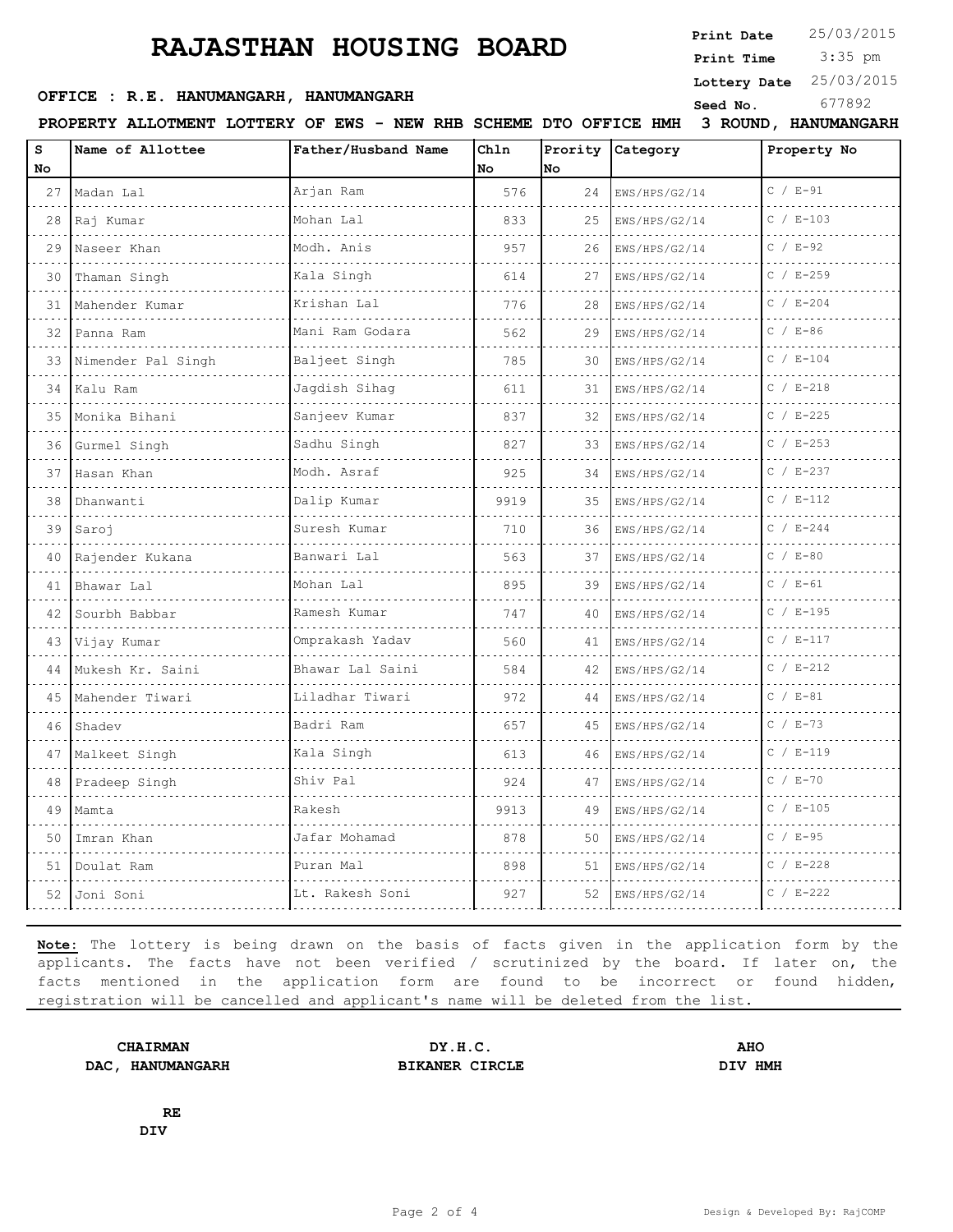# RAJASTHAN HOUSING BOARD

**Print Date** 25/03/2015
**Print Time** 3:35 pm
**Lottery Date** 25/03/2015
**Seed No.** 677892

**OFFICE : R.E. HANUMANGARH, HANUMANGARH**

**PROPERTY ALLOTMENT LOTTERY OF EWS - NEW RHB SCHEME DTO OFFICE HMH 3 ROUND, HANUMANGARH**

| S No | Name of Allottee | Father/Husband Name | Chln No | Prority No | Category | Property No |
|---|---|---|---|---|---|---|
| 27 | Madan Lal | Arjan Ram | 576 | 24 | EWS/HPS/G2/14 | C / E-91 |
| 28 | Raj Kumar | Mohan Lal | 833 | 25 | EWS/HPS/G2/14 | C / E-103 |
| 29 | Naseer Khan | Modh. Anis | 957 | 26 | EWS/HPS/G2/14 | C / E-92 |
| 30 | Thaman Singh | Kala Singh | 614 | 27 | EWS/HPS/G2/14 | C / E-259 |
| 31 | Mahender Kumar | Krishan Lal | 776 | 28 | EWS/HPS/G2/14 | C / E-204 |
| 32 | Panna Ram | Mani Ram Godara | 562 | 29 | EWS/HPS/G2/14 | C / E-86 |
| 33 | Nimender Pal Singh | Baljeet Singh | 785 | 30 | EWS/HPS/G2/14 | C / E-104 |
| 34 | Kalu Ram | Jagdish Sihag | 611 | 31 | EWS/HPS/G2/14 | C / E-218 |
| 35 | Monika Bihani | Sanjeev Kumar | 837 | 32 | EWS/HPS/G2/14 | C / E-225 |
| 36 | Gurmel Singh | Sadhu Singh | 827 | 33 | EWS/HPS/G2/14 | C / E-253 |
| 37 | Hasan Khan | Modh. Asraf | 925 | 34 | EWS/HPS/G2/14 | C / E-237 |
| 38 | Dhanwanti | Dalip Kumar | 9919 | 35 | EWS/HPS/G2/14 | C / E-112 |
| 39 | Saroj | Suresh Kumar | 710 | 36 | EWS/HPS/G2/14 | C / E-244 |
| 40 | Rajender Kukana | Banwari Lal | 563 | 37 | EWS/HPS/G2/14 | C / E-80 |
| 41 | Bhawar Lal | Mohan Lal | 895 | 39 | EWS/HPS/G2/14 | C / E-61 |
| 42 | Sourbh Babbar | Ramesh Kumar | 747 | 40 | EWS/HPS/G2/14 | C / E-195 |
| 43 | Vijay Kumar | Omprakash Yadav | 560 | 41 | EWS/HPS/G2/14 | C / E-117 |
| 44 | Mukesh Kr. Saini | Bhawar Lal Saini | 584 | 42 | EWS/HPS/G2/14 | C / E-212 |
| 45 | Mahender Tiwari | Liladhar Tiwari | 972 | 44 | EWS/HPS/G2/14 | C / E-81 |
| 46 | Shadev | Badri Ram | 657 | 45 | EWS/HPS/G2/14 | C / E-73 |
| 47 | Malkeet Singh | Kala Singh | 613 | 46 | EWS/HPS/G2/14 | C / E-119 |
| 48 | Pradeep Singh | Shiv Pal | 924 | 47 | EWS/HPS/G2/14 | C / E-70 |
| 49 | Mamta | Rakesh | 9913 | 49 | EWS/HPS/G2/14 | C / E-105 |
| 50 | Imran Khan | Jafar Mohamad | 878 | 50 | EWS/HPS/G2/14 | C / E-95 |
| 51 | Doulat Ram | Puran Mal | 898 | 51 | EWS/HPS/G2/14 | C / E-228 |
| 52 | Joni Soni | Lt. Rakesh Soni | 927 | 52 | EWS/HPS/G2/14 | C / E-222 |

**Note:** The lottery is being drawn on the basis of facts given in the application form by the applicants. The facts have not been verified / scrutinized by the board. If later on, the facts mentioned in the application form are found to be incorrect or found hidden, registration will be cancelled and applicant's name will be deleted from the list.

**CHAIRMAN**
**DAC, HANUMANGARH**

**DY.H.C.**
**BIKANER CIRCLE**

**AHO**
**DIV HMH**

**RE**
**DIV**

Design & Developed By: RajCOMP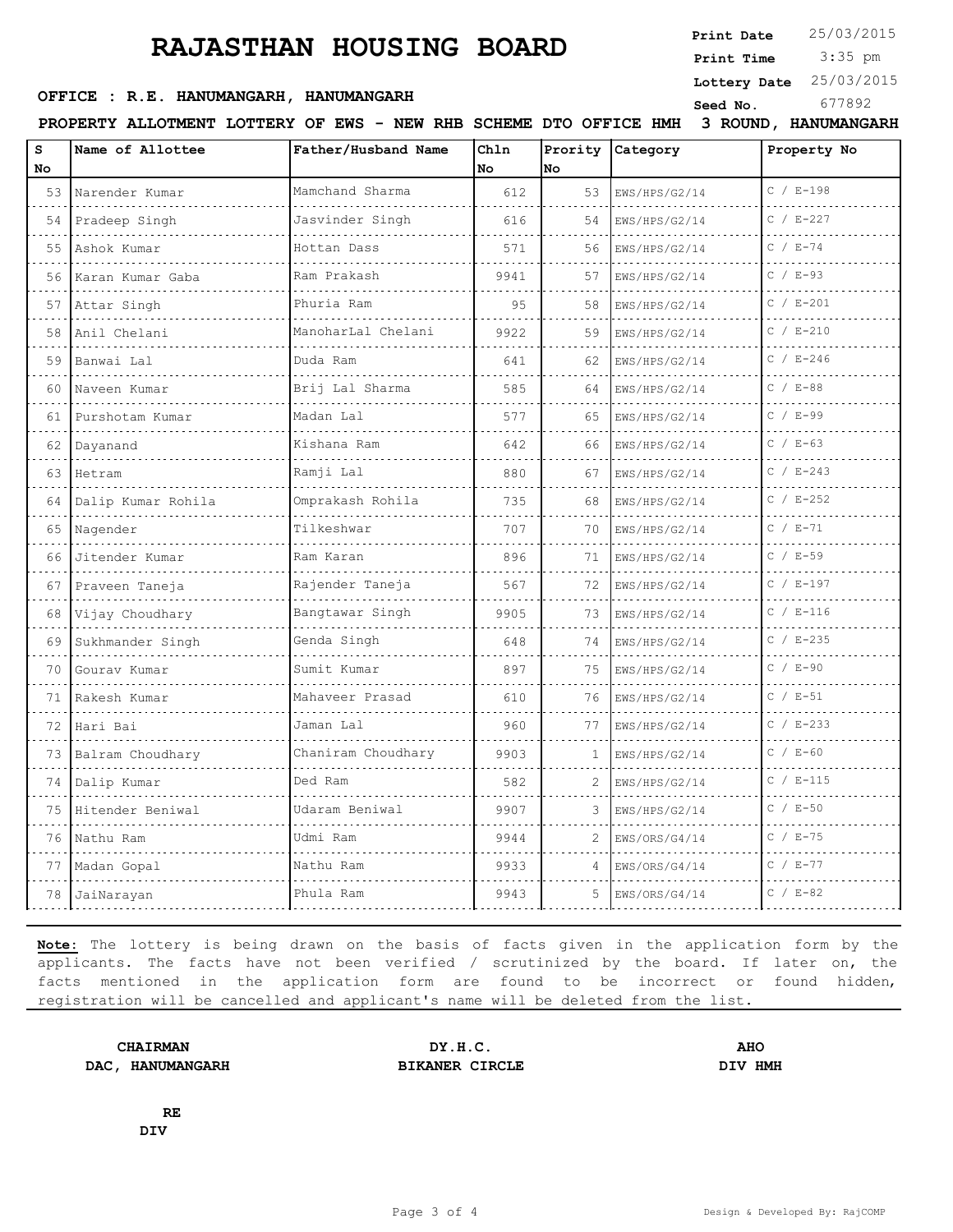# RAJASTHAN HOUSING BOARD

**Print Date** 25/03/2015
**Print Time** 3:35 pm
**Lottery Date** 25/03/2015
**Seed No.** 677892

**OFFICE : R.E. HANUMANGARH, HANUMANGARH**

**PROPERTY ALLOTMENT LOTTERY OF EWS - NEW RHB SCHEME DTO OFFICE HMH 3 ROUND, HANUMANGARH**

| S No | Name of Allottee | Father/Husband Name | Chln No | Prority No | Category | Property No |
|---|---|---|---|---|---|---|
| 53 | Narender Kumar | Mamchand Sharma | 612 | 53 | EWS/HPS/G2/14 | C / E-198 |
| 54 | Pradeep Singh | Jasvinder Singh | 616 | 54 | EWS/HPS/G2/14 | C / E-227 |
| 55 | Ashok Kumar | Hottan Dass | 571 | 56 | EWS/HPS/G2/14 | C / E-74 |
| 56 | Karan Kumar Gaba | Ram Prakash | 9941 | 57 | EWS/HPS/G2/14 | C / E-93 |
| 57 | Attar Singh | Phuria Ram | 95 | 58 | EWS/HPS/G2/14 | C / E-201 |
| 58 | Anil Chelani | ManoharLal Chelani | 9922 | 59 | EWS/HPS/G2/14 | C / E-210 |
| 59 | Banwai Lal | Duda Ram | 641 | 62 | EWS/HPS/G2/14 | C / E-246 |
| 60 | Naveen Kumar | Brij Lal Sharma | 585 | 64 | EWS/HPS/G2/14 | C / E-88 |
| 61 | Purshotam Kumar | Madan Lal | 577 | 65 | EWS/HPS/G2/14 | C / E-99 |
| 62 | Dayanand | Kishana Ram | 642 | 66 | EWS/HPS/G2/14 | C / E-63 |
| 63 | Hetram | Ramji Lal | 880 | 67 | EWS/HPS/G2/14 | C / E-243 |
| 64 | Dalip Kumar Rohila | Omprakash Rohila | 735 | 68 | EWS/HPS/G2/14 | C / E-252 |
| 65 | Nagender | Tilkeshwar | 707 | 70 | EWS/HPS/G2/14 | C / E-71 |
| 66 | Jitender Kumar | Ram Karan | 896 | 71 | EWS/HPS/G2/14 | C / E-59 |
| 67 | Praveen Taneja | Rajender Taneja | 567 | 72 | EWS/HPS/G2/14 | C / E-197 |
| 68 | Vijay Choudhary | Bangtawar Singh | 9905 | 73 | EWS/HPS/G2/14 | C / E-116 |
| 69 | Sukhmander Singh | Genda Singh | 648 | 74 | EWS/HPS/G2/14 | C / E-235 |
| 70 | Gourav Kumar | Sumit Kumar | 897 | 75 | EWS/HPS/G2/14 | C / E-90 |
| 71 | Rakesh Kumar | Mahaveer Prasad | 610 | 76 | EWS/HPS/G2/14 | C / E-51 |
| 72 | Hari Bai | Jaman Lal | 960 | 77 | EWS/HPS/G2/14 | C / E-233 |
| 73 | Balram Choudhary | Chaniram Choudhary | 9903 | 1 | EWS/HPS/G2/14 | C / E-60 |
| 74 | Dalip Kumar | Ded Ram | 582 | 2 | EWS/HPS/G2/14 | C / E-115 |
| 75 | Hitender Beniwal | Udaram Beniwal | 9907 | 3 | EWS/HPS/G2/14 | C / E-50 |
| 76 | Nathu Ram | Udmi Ram | 9944 | 2 | EWS/ORS/G4/14 | C / E-75 |
| 77 | Madan Gopal | Nathu Ram | 9933 | 4 | EWS/ORS/G4/14 | C / E-77 |
| 78 | JaiNarayan | Phula Ram | 9943 | 5 | EWS/ORS/G4/14 | C / E-82 |

**Note:** The lottery is being drawn on the basis of facts given in the application form by the applicants. The facts have not been verified / scrutinized by the board. If later on, the facts mentioned in the application form are found to be incorrect or found hidden, registration will be cancelled and applicant's name will be deleted from the list.

**CHAIRMAN**
**DAC, HANUMANGARH**

**DY.H.C.**
**BIKANER CIRCLE**

**AHO**
**DIV HMH**

**RE**
**DIV**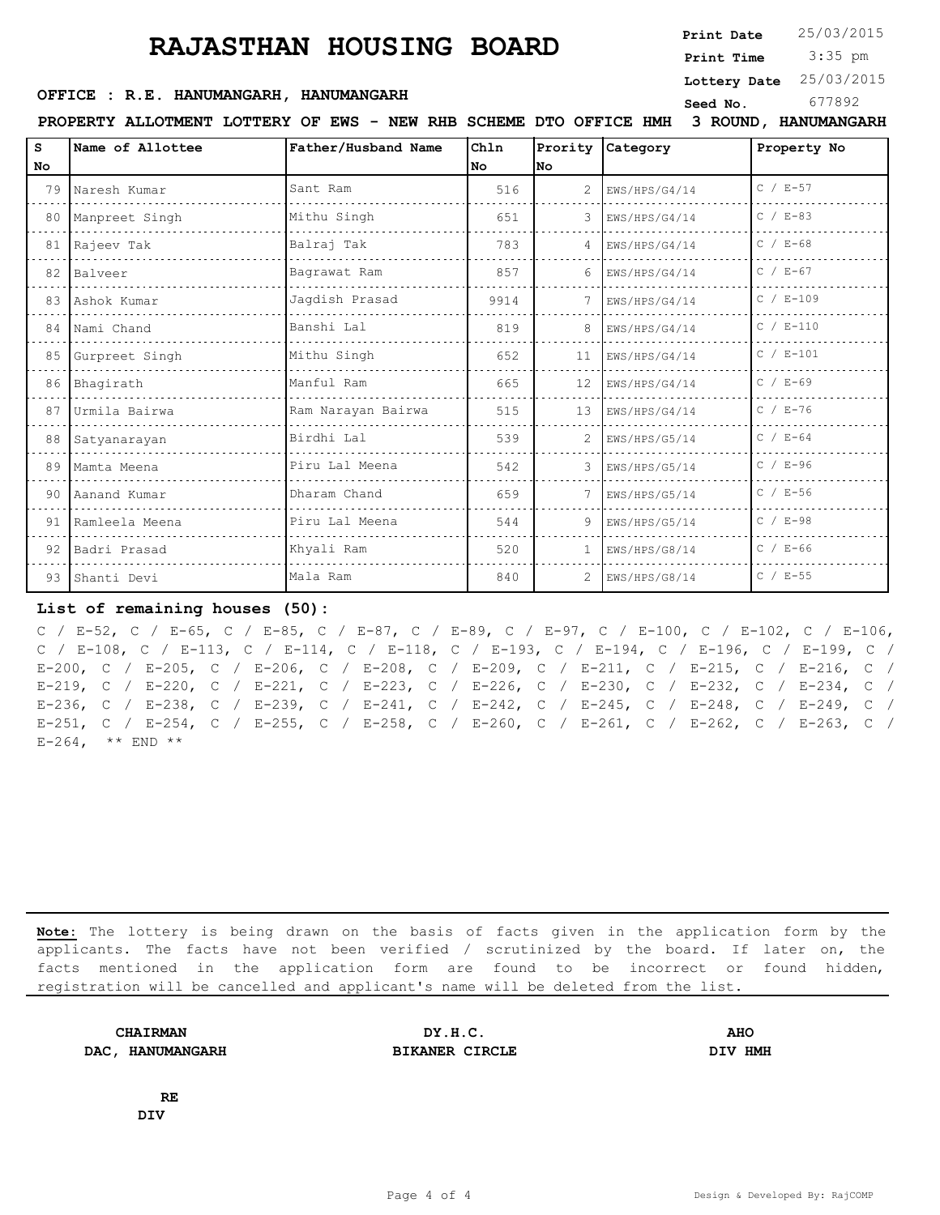# RAJASTHAN HOUSING BOARD

**Print Date** 25/03/2015
**Print Time** 3:35 pm
**Lottery Date** 25/03/2015
**Seed No.** 677892

**OFFICE : R.E. HANUMANGARH, HANUMANGARH**

**PROPERTY ALLOTMENT LOTTERY OF EWS - NEW RHB SCHEME DTO OFFICE HMH 3 ROUND, HANUMANGARH**

| S No | Name of Allottee | Father/Husband Name | Chln No | Prority No | Category | Property No |
|---|---|---|---|---|---|---|
| 79 | Naresh Kumar | Sant Ram | 516 | 2 | EWS/HPS/G4/14 | C / E-57 |
| 80 | Manpreet Singh | Mithu Singh | 651 | 3 | EWS/HPS/G4/14 | C / E-83 |
| 81 | Rajeev Tak | Balraj Tak | 783 | 4 | EWS/HPS/G4/14 | C / E-68 |
| 82 | Balveer | Bagrawat Ram | 857 | 6 | EWS/HPS/G4/14 | C / E-67 |
| 83 | Ashok Kumar | Jagdish Prasad | 9914 | 7 | EWS/HPS/G4/14 | C / E-109 |
| 84 | Nami Chand | Banshi Lal | 819 | 8 | EWS/HPS/G4/14 | C / E-110 |
| 85 | Gurpreet Singh | Mithu Singh | 652 | 11 | EWS/HPS/G4/14 | C / E-101 |
| 86 | Bhagirath | Manful Ram | 665 | 12 | EWS/HPS/G4/14 | C / E-69 |
| 87 | Urmila Bairwa | Ram Narayan Bairwa | 515 | 13 | EWS/HPS/G4/14 | C / E-76 |
| 88 | Satyanarayan | Birdhi Lal | 539 | 2 | EWS/HPS/G5/14 | C / E-64 |
| 89 | Mamta Meena | Piru Lal Meena | 542 | 3 | EWS/HPS/G5/14 | C / E-96 |
| 90 | Aanand Kumar | Dharam Chand | 659 | 7 | EWS/HPS/G5/14 | C / E-56 |
| 91 | Ramleela Meena | Piru Lal Meena | 544 | 9 | EWS/HPS/G5/14 | C / E-98 |
| 92 | Badri Prasad | Khyali Ram | 520 | 1 | EWS/HPS/G8/14 | C / E-66 |
| 93 | Shanti Devi | Mala Ram | 840 | 2 | EWS/HPS/G8/14 | C / E-55 |

**List of remaining houses (50):**

C / E-52, C / E-65, C / E-85, C / E-87, C / E-89, C / E-97, C / E-100, C / E-102, C / E-106, C / E-108, C / E-113, C / E-114, C / E-118, C / E-193, C / E-194, C / E-196, C / E-199, C / E-200, C / E-205, C / E-206, C / E-208, C / E-209, C / E-211, C / E-215, C / E-216, C / E-219, C / E-220, C / E-221, C / E-223, C / E-226, C / E-230, C / E-232, C / E-234, C / E-236, C / E-238, C / E-239, C / E-241, C / E-242, C / E-245, C / E-248, C / E-249, C / E-251, C / E-254, C / E-255, C / E-258, C / E-260, C / E-261, C / E-262, C / E-263, C / E-264, ** END **

**Note:** The lottery is being drawn on the basis of facts given in the application form by the applicants. The facts have not been verified / scrutinized by the board. If later on, the facts mentioned in the application form are found to be incorrect or found hidden, registration will be cancelled and applicant's name will be deleted from the list.

**CHAIRMAN**
**DAC, HANUMANGARH**

**DY.H.C.**
**BIKANER CIRCLE**

**AHO**
**DIV HMH**

**RE**
**DIV**

Design & Developed By: RajCOMP